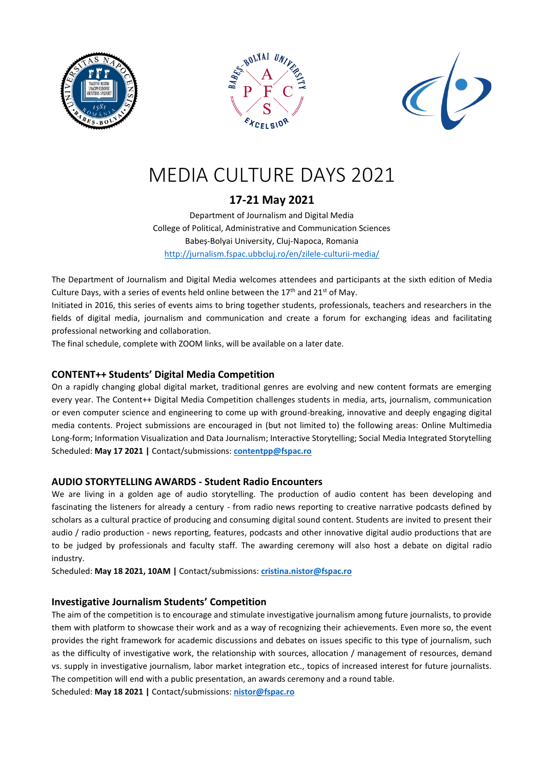# MEDIA CULTURE DAYS 2021

## 17-21 May 2021

Department of Journalism and Digital Media
College of Political, Administrative and Communication Sciences
Babeș-Bolyai University, Cluj-Napoca, Romania
http://jurnalism.fspac.ubbcluj.ro/en/zilele-culturii-media/

The Department of Journalism and Digital Media welcomes attendees and participants at the sixth edition of Media Culture Days, with a series of events held online between the 17th and 21st of May.
Initiated in 2016, this series of events aims to bring together students, professionals, teachers and researchers in the fields of digital media, journalism and communication and create a forum for exchanging ideas and facilitating professional networking and collaboration.
The final schedule, complete with ZOOM links, will be available on a later date.

### CONTENT++ Students' Digital Media Competition

On a rapidly changing global digital market, traditional genres are evolving and new content formats are emerging every year. The Content++ Digital Media Competition challenges students in media, arts, journalism, communication or even computer science and engineering to come up with ground-breaking, innovative and deeply engaging digital media contents. Project submissions are encouraged in (but not limited to) the following areas: Online Multimedia Long-form; Information Visualization and Data Journalism; Interactive Storytelling; Social Media Integrated Storytelling
Scheduled: **May 17 2021 |** Contact/submissions: **contentpp@fspac.ro**

### AUDIO STORYTELLING AWARDS - Student Radio Encounters

We are living in a golden age of audio storytelling. The production of audio content has been developing and fascinating the listeners for already a century - from radio news reporting to creative narrative podcasts defined by scholars as a cultural practice of producing and consuming digital sound content. Students are invited to present their audio / radio production - news reporting, features, podcasts and other innovative digital audio productions that are to be judged by professionals and faculty staff. The awarding ceremony will also host a debate on digital radio industry.
Scheduled: **May 18 2021, 10AM |** Contact/submissions: **cristina.nistor@fspac.ro**

### Investigative Journalism Students' Competition

The aim of the competition is to encourage and stimulate investigative journalism among future journalists, to provide them with platform to showcase their work and as a way of recognizing their achievements. Even more so, the event provides the right framework for academic discussions and debates on issues specific to this type of journalism, such as the difficulty of investigative work, the relationship with sources, allocation / management of resources, demand vs. supply in investigative journalism, labor market integration etc., topics of increased interest for future journalists. The competition will end with a public presentation, an awards ceremony and a round table.
Scheduled: **May 18 2021 |** Contact/submissions: **nistor@fspac.ro**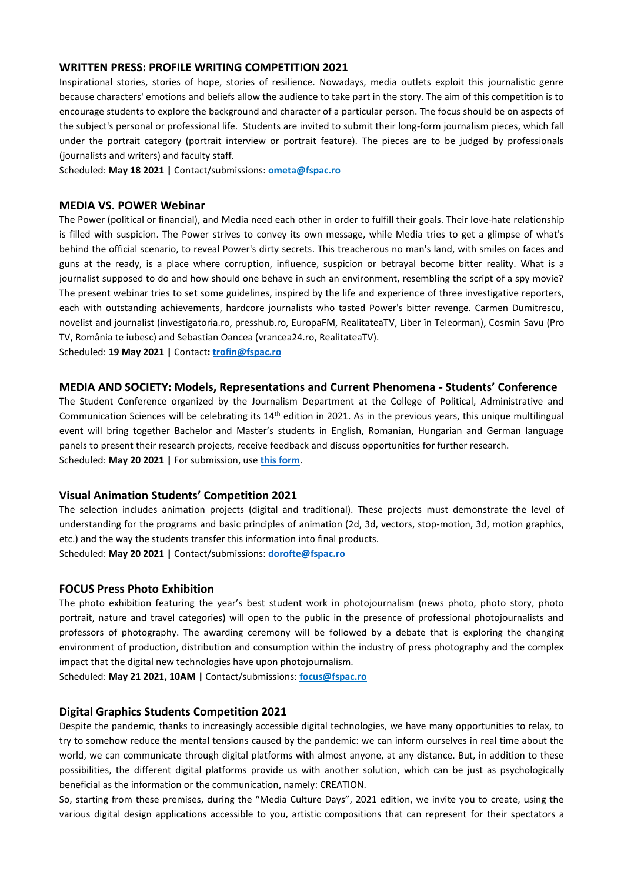### WRITTEN PRESS: PROFILE WRITING COMPETITION 2021

Inspirational stories, stories of hope, stories of resilience. Nowadays, media outlets exploit this journalistic genre because characters' emotions and beliefs allow the audience to take part in the story. The aim of this competition is to encourage students to explore the background and character of a particular person. The focus should be on aspects of the subject's personal or professional life. Students are invited to submit their long-form journalism pieces, which fall under the portrait category (portrait interview or portrait feature). The pieces are to be judged by professionals (journalists and writers) and faculty staff.

Scheduled: **May 18 2021 |** Contact/submissions: **ometa@fspac.ro**

### MEDIA VS. POWER Webinar

The Power (political or financial), and Media need each other in order to fulfill their goals. Their love-hate relationship is filled with suspicion. The Power strives to convey its own message, while Media tries to get a glimpse of what's behind the official scenario, to reveal Power's dirty secrets. This treacherous no man's land, with smiles on faces and guns at the ready, is a place where corruption, influence, suspicion or betrayal become bitter reality. What is a journalist supposed to do and how should one behave in such an environment, resembling the script of a spy movie? The present webinar tries to set some guidelines, inspired by the life and experience of three investigative reporters, each with outstanding achievements, hardcore journalists who tasted Power's bitter revenge. Carmen Dumitrescu, novelist and journalist (investigatoria.ro, presshub.ro, EuropaFM, RealitateaTV, Liber în Teleorman), Cosmin Savu (Pro TV, România te iubesc) and Sebastian Oancea (vrancea24.ro, RealitateaTV).

Scheduled: **19 May 2021 |** Contact**: trofin@fspac.ro**

### MEDIA AND SOCIETY: Models, Representations and Current Phenomena - Students' Conference

The Student Conference organized by the Journalism Department at the College of Political, Administrative and Communication Sciences will be celebrating its 14th edition in 2021. As in the previous years, this unique multilingual event will bring together Bachelor and Master's students in English, Romanian, Hungarian and German language panels to present their research projects, receive feedback and discuss opportunities for further research.

Scheduled: **May 20 2021 |** For submission, use **this form**.

### Visual Animation Students' Competition 2021

The selection includes animation projects (digital and traditional). These projects must demonstrate the level of understanding for the programs and basic principles of animation (2d, 3d, vectors, stop-motion, 3d, motion graphics, etc.) and the way the students transfer this information into final products.

Scheduled: **May 20 2021 |** Contact/submissions: **dorofte@fspac.ro**

### FOCUS Press Photo Exhibition

The photo exhibition featuring the year's best student work in photojournalism (news photo, photo story, photo portrait, nature and travel categories) will open to the public in the presence of professional photojournalists and professors of photography. The awarding ceremony will be followed by a debate that is exploring the changing environment of production, distribution and consumption within the industry of press photography and the complex impact that the digital new technologies have upon photojournalism.

Scheduled: **May 21 2021, 10AM |** Contact/submissions: **focus@fspac.ro**

### Digital Graphics Students Competition 2021

Despite the pandemic, thanks to increasingly accessible digital technologies, we have many opportunities to relax, to try to somehow reduce the mental tensions caused by the pandemic: we can inform ourselves in real time about the world, we can communicate through digital platforms with almost anyone, at any distance. But, in addition to these possibilities, the different digital platforms provide us with another solution, which can be just as psychologically beneficial as the information or the communication, namely: CREATION.

So, starting from these premises, during the "Media Culture Days", 2021 edition, we invite you to create, using the various digital design applications accessible to you, artistic compositions that can represent for their spectators a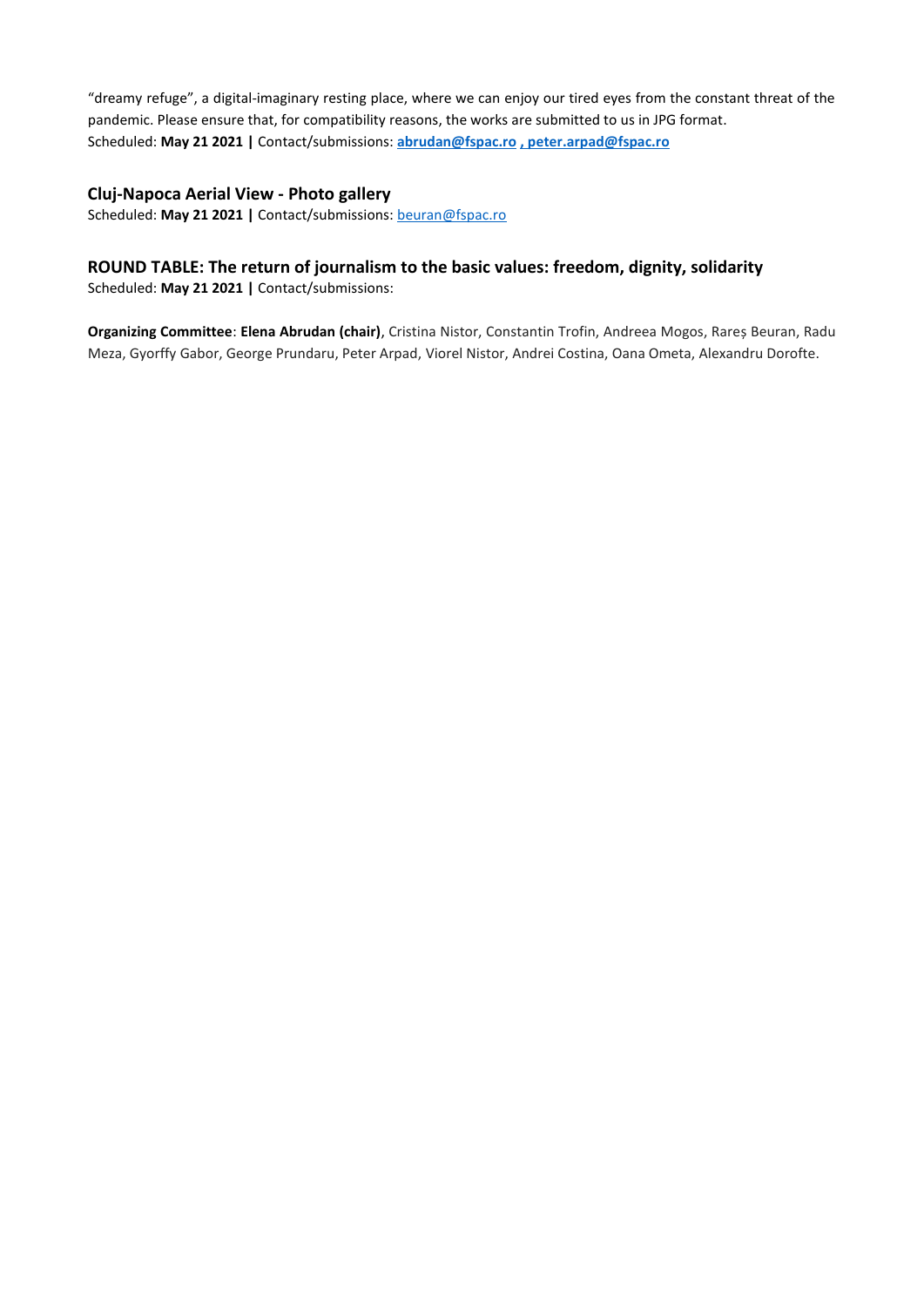"dreamy refuge", a digital-imaginary resting place, where we can enjoy our tired eyes from the constant threat of the pandemic. Please ensure that, for compatibility reasons, the works are submitted to us in JPG format.
Scheduled: **May 21 2021 |** Contact/submissions: **abrudan@fspac.ro , peter.arpad@fspac.ro**

### Cluj-Napoca Aerial View - Photo gallery

Scheduled: **May 21 2021 |** Contact/submissions: beuran@fspac.ro

### ROUND TABLE: The return of journalism to the basic values: freedom, dignity, solidarity

Scheduled: **May 21 2021 |** Contact/submissions:

**Organizing Committee**: **Elena Abrudan (chair)**, Cristina Nistor, Constantin Trofin, Andreea Mogos, Rareș Beuran, Radu Meza, Gyorffy Gabor, George Prundaru, Peter Arpad, Viorel Nistor, Andrei Costina, Oana Ometa, Alexandru Dorofte.